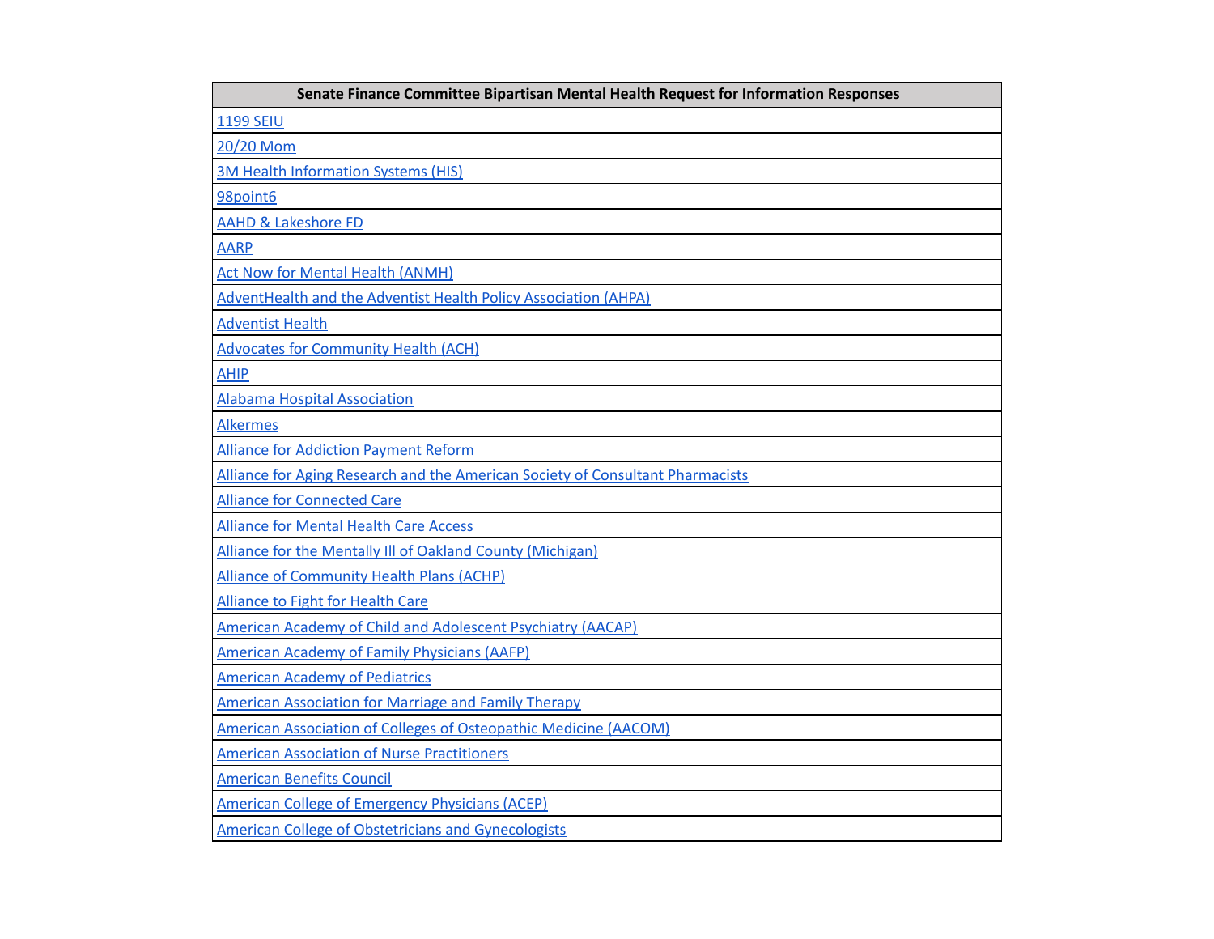| Senate Finance Committee Bipartisan Mental Health Request for Information Responses |
| --- |
| 1199 SEIU |
| 20/20 Mom |
| 3M Health Information Systems (HIS) |
| 98point6 |
| AAHD & Lakeshore FD |
| AARP |
| Act Now for Mental Health (ANMH) |
| AdventHealth and the Adventist Health Policy Association (AHPA) |
| Adventist Health |
| Advocates for Community Health (ACH) |
| AHIP |
| Alabama Hospital Association |
| Alkermes |
| Alliance for Addiction Payment Reform |
| Alliance for Aging Research and the American Society of Consultant Pharmacists |
| Alliance for Connected Care |
| Alliance for Mental Health Care Access |
| Alliance for the Mentally Ill of Oakland County (Michigan) |
| Alliance of Community Health Plans (ACHP) |
| Alliance to Fight for Health Care |
| American Academy of Child and Adolescent Psychiatry (AACAP) |
| American Academy of Family Physicians (AAFP) |
| American Academy of Pediatrics |
| American Association for Marriage and Family Therapy |
| American Association of Colleges of Osteopathic Medicine (AACOM) |
| American Association of Nurse Practitioners |
| American Benefits Council |
| American College of Emergency Physicians (ACEP) |
| American College of Obstetricians and Gynecologists |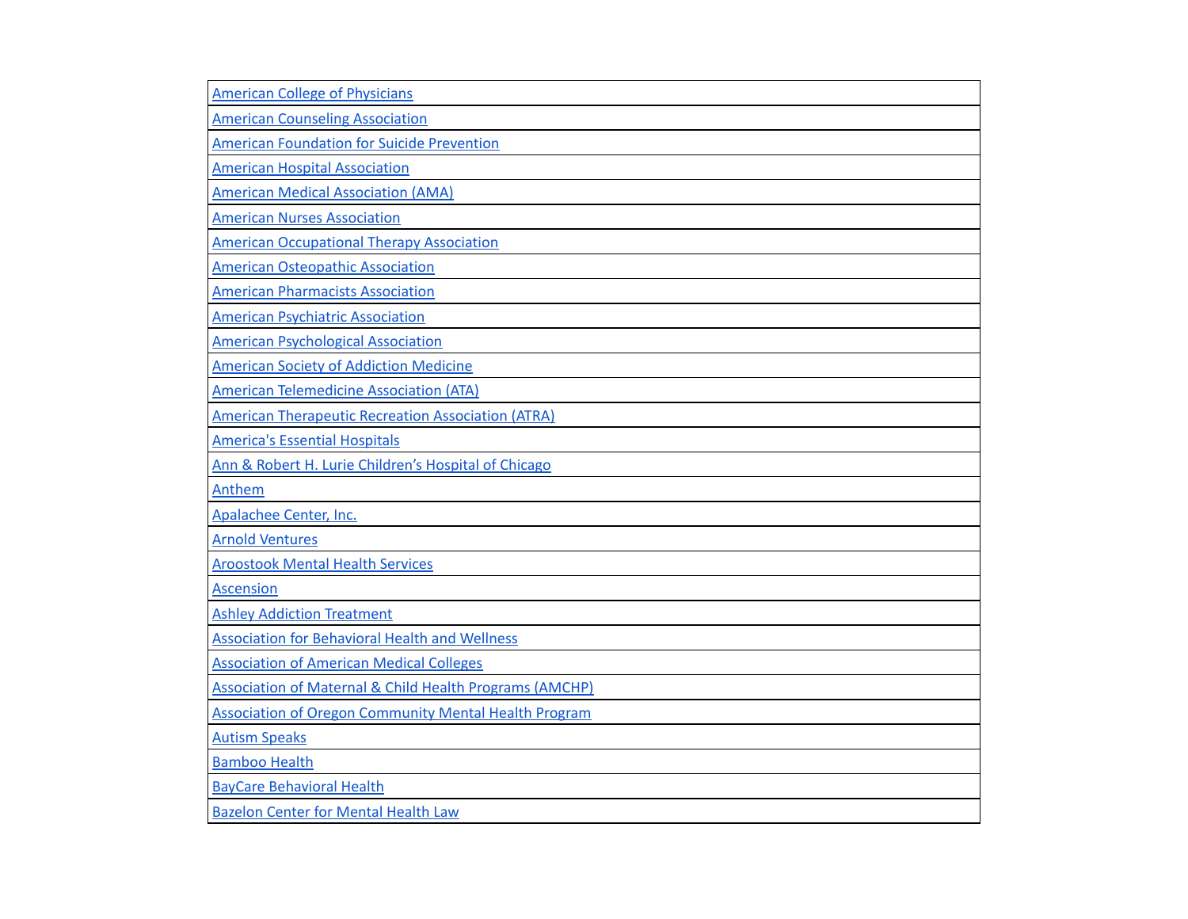| |
|---|
| American College of Physicians |
| American Counseling Association |
| American Foundation for Suicide Prevention |
| American Hospital Association |
| American Medical Association (AMA) |
| American Nurses Association |
| American Occupational Therapy Association |
| American Osteopathic Association |
| American Pharmacists Association |
| American Psychiatric Association |
| American Psychological Association |
| American Society of Addiction Medicine |
| American Telemedicine Association (ATA) |
| American Therapeutic Recreation Association (ATRA) |
| America's Essential Hospitals |
| Ann & Robert H. Lurie Children's Hospital of Chicago |
| Anthem |
| Apalachee Center, Inc. |
| Arnold Ventures |
| Aroostook Mental Health Services |
| Ascension |
| Ashley Addiction Treatment |
| Association for Behavioral Health and Wellness |
| Association of American Medical Colleges |
| Association of Maternal & Child Health Programs (AMCHP) |
| Association of Oregon Community Mental Health Program |
| Autism Speaks |
| Bamboo Health |
| BayCare Behavioral Health |
| Bazelon Center for Mental Health Law |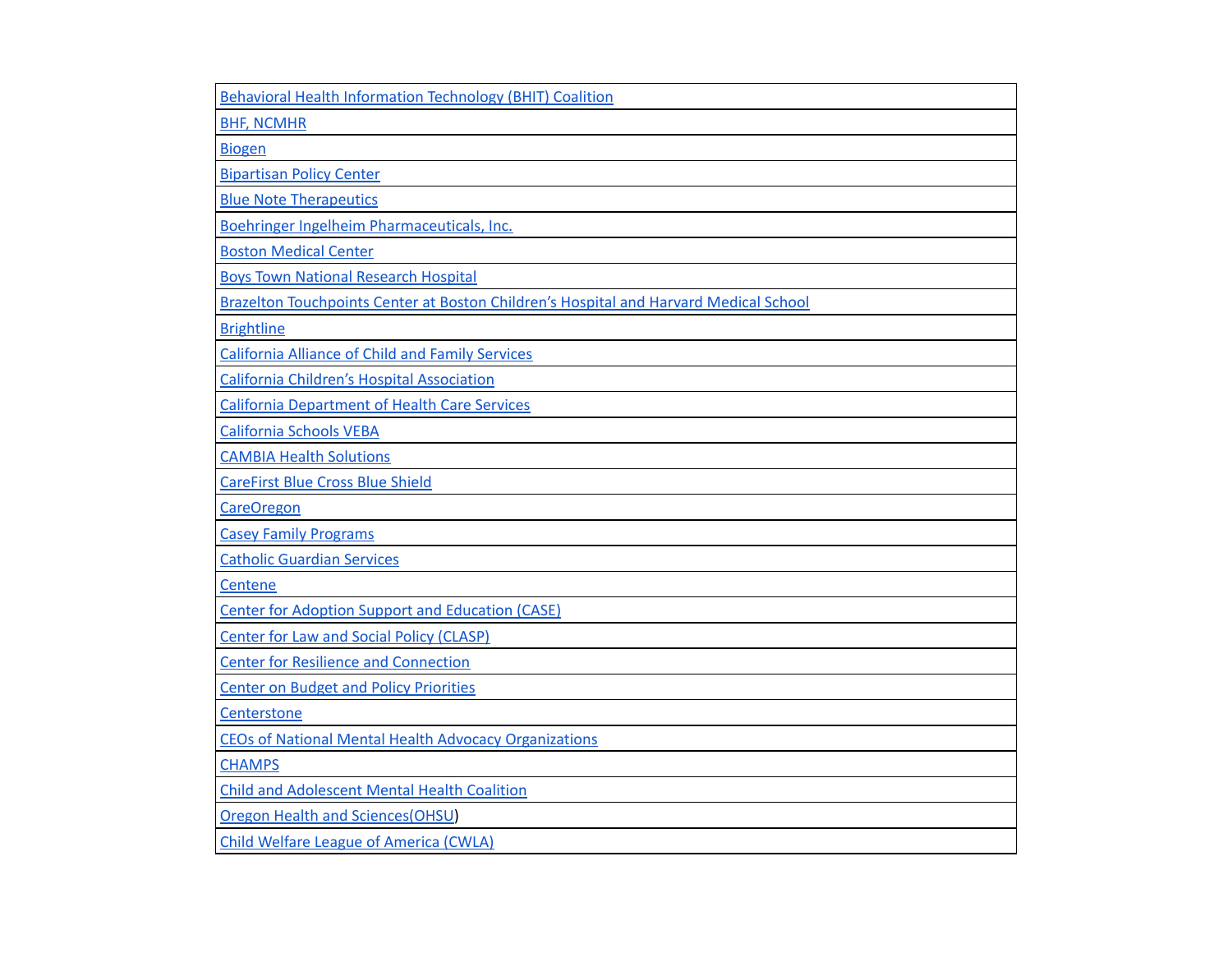| |
|---|
| Behavioral Health Information Technology (BHIT) Coalition |
| BHF, NCMHR |
| Biogen |
| Bipartisan Policy Center |
| Blue Note Therapeutics |
| Boehringer Ingelheim Pharmaceuticals, Inc. |
| Boston Medical Center |
| Boys Town National Research Hospital |
| Brazelton Touchpoints Center at Boston Children's Hospital and Harvard Medical School |
| Brightline |
| California Alliance of Child and Family Services |
| California Children's Hospital Association |
| California Department of Health Care Services |
| California Schools VEBA |
| CAMBIA Health Solutions |
| CareFirst Blue Cross Blue Shield |
| CareOregon |
| Casey Family Programs |
| Catholic Guardian Services |
| Centene |
| Center for Adoption Support and Education (CASE) |
| Center for Law and Social Policy (CLASP) |
| Center for Resilience and Connection |
| Center on Budget and Policy Priorities |
| Centerstone |
| CEOs of National Mental Health Advocacy Organizations |
| CHAMPS |
| Child and Adolescent Mental Health Coalition |
| Oregon Health and Sciences(OHSU) |
| Child Welfare League of America (CWLA) |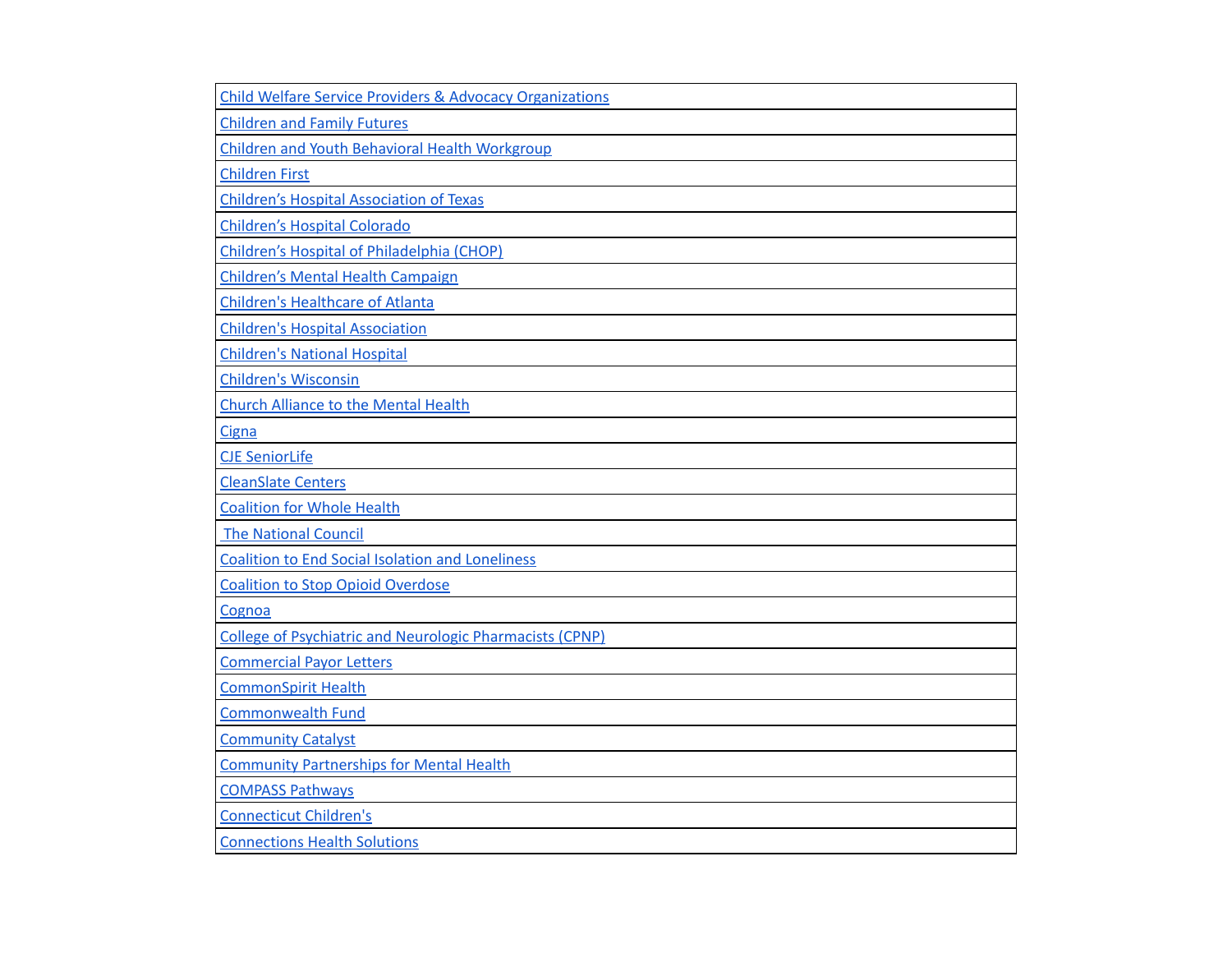| |
|---|
| Child Welfare Service Providers & Advocacy Organizations |
| Children and Family Futures |
| Children and Youth Behavioral Health Workgroup |
| Children First |
| Children's Hospital Association of Texas |
| Children's Hospital Colorado |
| Children's Hospital of Philadelphia (CHOP) |
| Children's Mental Health Campaign |
| Children's Healthcare of Atlanta |
| Children's Hospital Association |
| Children's National Hospital |
| Children's Wisconsin |
| Church Alliance to the Mental Health |
| Cigna |
| CJE SeniorLife |
| CleanSlate Centers |
| Coalition for Whole Health |
| The National Council |
| Coalition to End Social Isolation and Loneliness |
| Coalition to Stop Opioid Overdose |
| Cognoa |
| College of Psychiatric and Neurologic Pharmacists (CPNP) |
| Commercial Payor Letters |
| CommonSpirit Health |
| Commonwealth Fund |
| Community Catalyst |
| Community Partnerships for Mental Health |
| COMPASS Pathways |
| Connecticut Children's |
| Connections Health Solutions |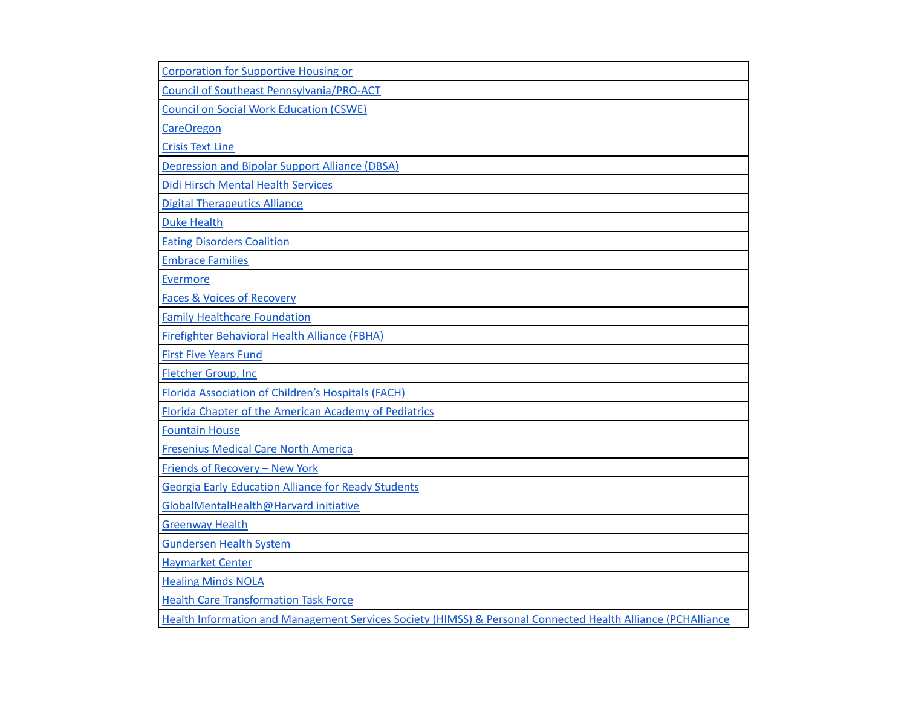| |
|---|
| Corporation for Supportive Housing or |
| Council of Southeast Pennsylvania/PRO-ACT |
| Council on Social Work Education (CSWE) |
| CareOregon |
| Crisis Text Line |
| Depression and Bipolar Support Alliance (DBSA) |
| Didi Hirsch Mental Health Services |
| Digital Therapeutics Alliance |
| Duke Health |
| Eating Disorders Coalition |
| Embrace Families |
| Evermore |
| Faces & Voices of Recovery |
| Family Healthcare Foundation |
| Firefighter Behavioral Health Alliance (FBHA) |
| First Five Years Fund |
| Fletcher Group, Inc |
| Florida Association of Children's Hospitals (FACH) |
| Florida Chapter of the American Academy of Pediatrics |
| Fountain House |
| Fresenius Medical Care North America |
| Friends of Recovery – New York |
| Georgia Early Education Alliance for Ready Students |
| GlobalMentalHealth@Harvard initiative |
| Greenway Health |
| Gundersen Health System |
| Haymarket Center |
| Healing Minds NOLA |
| Health Care Transformation Task Force |
| Health Information and Management Services Society (HIMSS) & Personal Connected Health Alliance (PCHAlliance |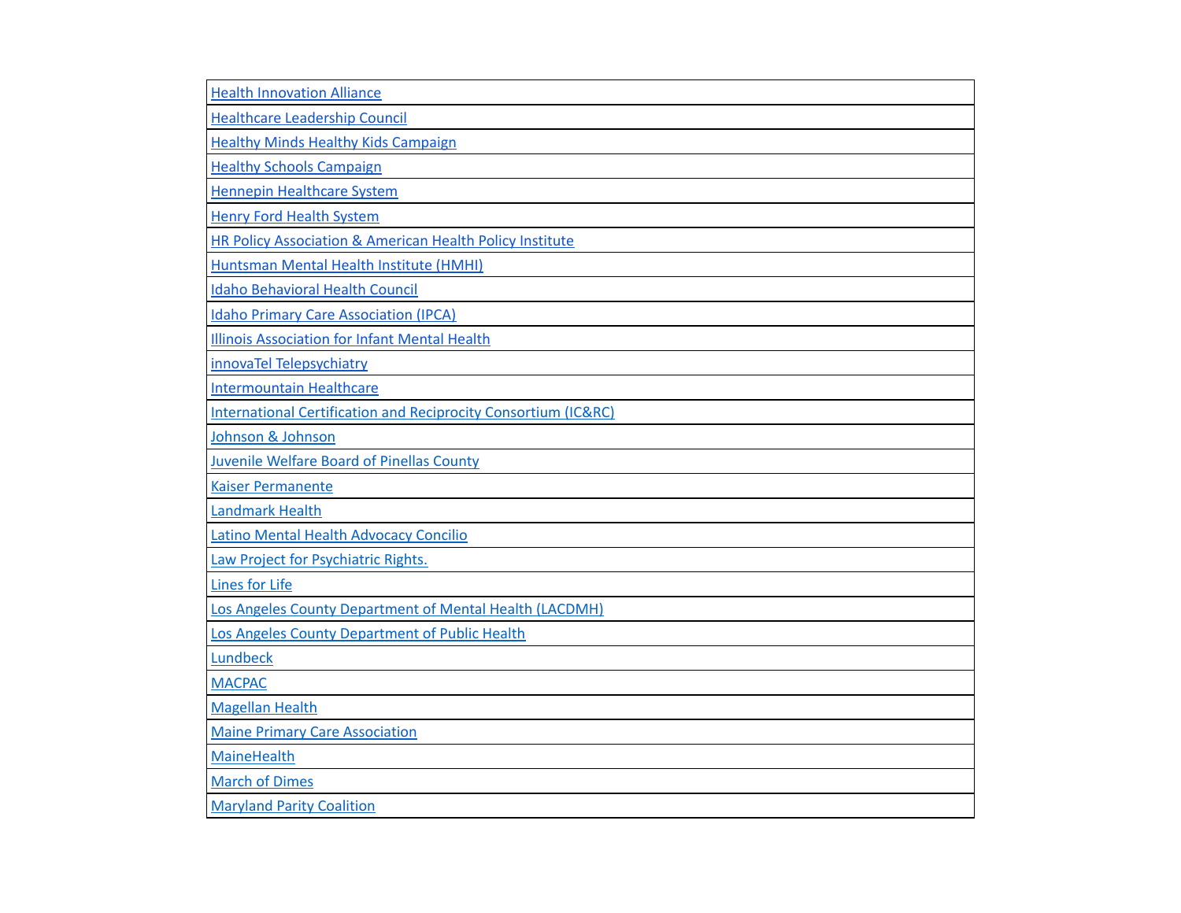| |
|---|
| Health Innovation Alliance |
| Healthcare Leadership Council |
| Healthy Minds Healthy Kids Campaign |
| Healthy Schools Campaign |
| Hennepin Healthcare System |
| Henry Ford Health System |
| HR Policy Association & American Health Policy Institute |
| Huntsman Mental Health Institute (HMHI) |
| Idaho Behavioral Health Council |
| Idaho Primary Care Association (IPCA) |
| Illinois Association for Infant Mental Health |
| innovaTel Telepsychiatry |
| Intermountain Healthcare |
| International Certification and Reciprocity Consortium (IC&RC) |
| Johnson & Johnson |
| Juvenile Welfare Board of Pinellas County |
| Kaiser Permanente |
| Landmark Health |
| Latino Mental Health Advocacy Concilio |
| Law Project for Psychiatric Rights. |
| Lines for Life |
| Los Angeles County Department of Mental Health (LACDMH) |
| Los Angeles County Department of Public Health |
| Lundbeck |
| MACPAC |
| Magellan Health |
| Maine Primary Care Association |
| MaineHealth |
| March of Dimes |
| Maryland Parity Coalition |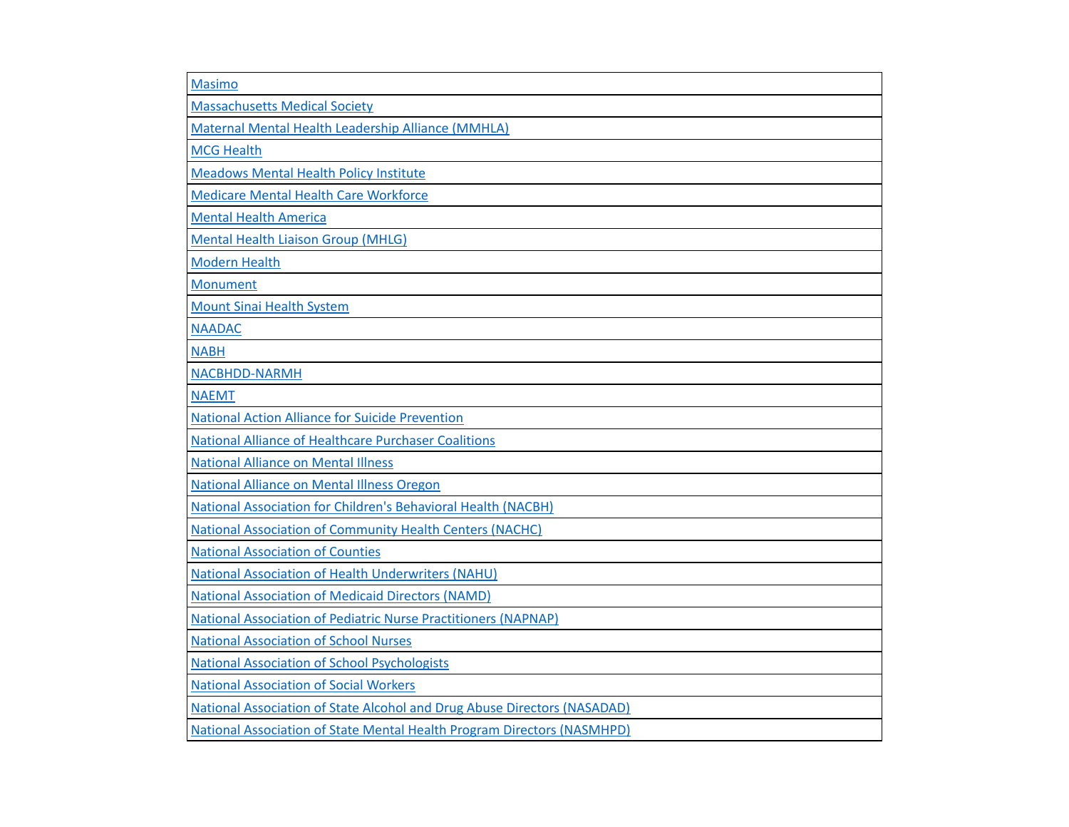| |
|---|
| Masimo |
| Massachusetts Medical Society |
| Maternal Mental Health Leadership Alliance (MMHLA) |
| MCG Health |
| Meadows Mental Health Policy Institute |
| Medicare Mental Health Care Workforce |
| Mental Health America |
| Mental Health Liaison Group (MHLG) |
| Modern Health |
| Monument |
| Mount Sinai Health System |
| NAADAC |
| NABH |
| NACBHDD-NARMH |
| NAEMT |
| National Action Alliance for Suicide Prevention |
| National Alliance of Healthcare Purchaser Coalitions |
| National Alliance on Mental Illness |
| National Alliance on Mental Illness Oregon |
| National Association for Children's Behavioral Health (NACBH) |
| National Association of Community Health Centers (NACHC) |
| National Association of Counties |
| National Association of Health Underwriters (NAHU) |
| National Association of Medicaid Directors (NAMD) |
| National Association of Pediatric Nurse Practitioners (NAPNAP) |
| National Association of School Nurses |
| National Association of School Psychologists |
| National Association of Social Workers |
| National Association of State Alcohol and Drug Abuse Directors (NASADAD) |
| National Association of State Mental Health Program Directors (NASMHPD) |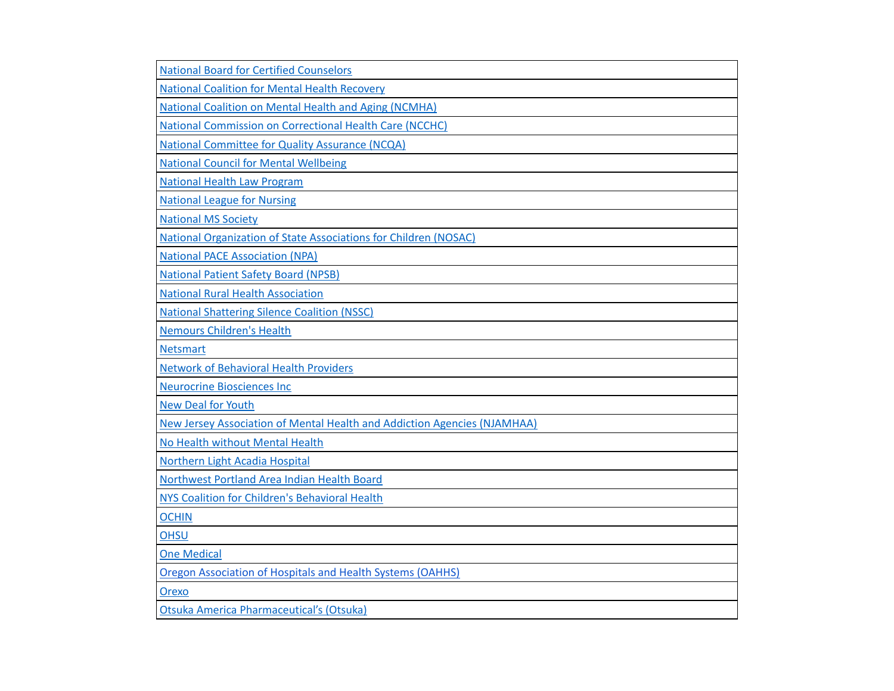| National Board for Certified Counselors |
|---|
| National Coalition for Mental Health Recovery |
| National Coalition on Mental Health and Aging (NCMHA) |
| National Commission on Correctional Health Care (NCCHC) |
| National Committee for Quality Assurance (NCQA) |
| National Council for Mental Wellbeing |
| National Health Law Program |
| National League for Nursing |
| National MS Society |
| National Organization of State Associations for Children (NOSAC) |
| National PACE Association (NPA) |
| National Patient Safety Board (NPSB) |
| National Rural Health Association |
| National Shattering Silence Coalition (NSSC) |
| Nemours Children's Health |
| Netsmart |
| Network of Behavioral Health Providers |
| Neurocrine Biosciences Inc |
| New Deal for Youth |
| New Jersey Association of Mental Health and Addiction Agencies (NJAMHAA) |
| No Health without Mental Health |
| Northern Light Acadia Hospital |
| Northwest Portland Area Indian Health Board |
| NYS Coalition for Children's Behavioral Health |
| OCHIN |
| OHSU |
| One Medical |
| Oregon Association of Hospitals and Health Systems (OAHHS) |
| Orexo |
| Otsuka America Pharmaceutical's (Otsuka) |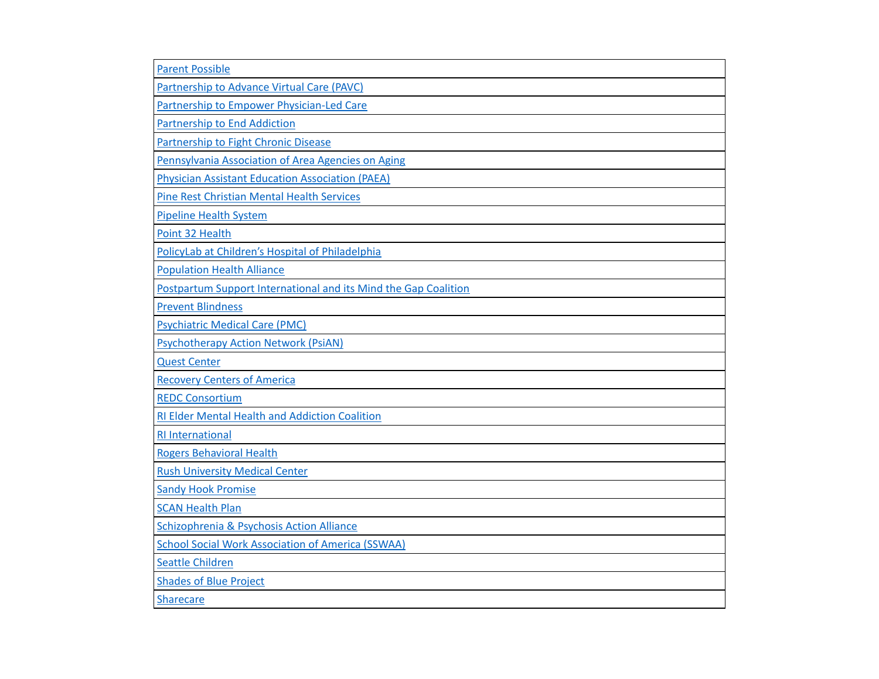| |
|---|
| Parent Possible |
| Partnership to Advance Virtual Care (PAVC) |
| Partnership to Empower Physician-Led Care |
| Partnership to End Addiction |
| Partnership to Fight Chronic Disease |
| Pennsylvania Association of Area Agencies on Aging |
| Physician Assistant Education Association (PAEA) |
| Pine Rest Christian Mental Health Services |
| Pipeline Health System |
| Point 32 Health |
| PolicyLab at Children's Hospital of Philadelphia |
| Population Health Alliance |
| Postpartum Support International and its Mind the Gap Coalition |
| Prevent Blindness |
| Psychiatric Medical Care (PMC) |
| Psychotherapy Action Network (PsiAN) |
| Quest Center |
| Recovery Centers of America |
| REDC Consortium |
| RI Elder Mental Health and Addiction Coalition |
| RI International |
| Rogers Behavioral Health |
| Rush University Medical Center |
| Sandy Hook Promise |
| SCAN Health Plan |
| Schizophrenia & Psychosis Action Alliance |
| School Social Work Association of America (SSWAA) |
| Seattle Children |
| Shades of Blue Project |
| Sharecare |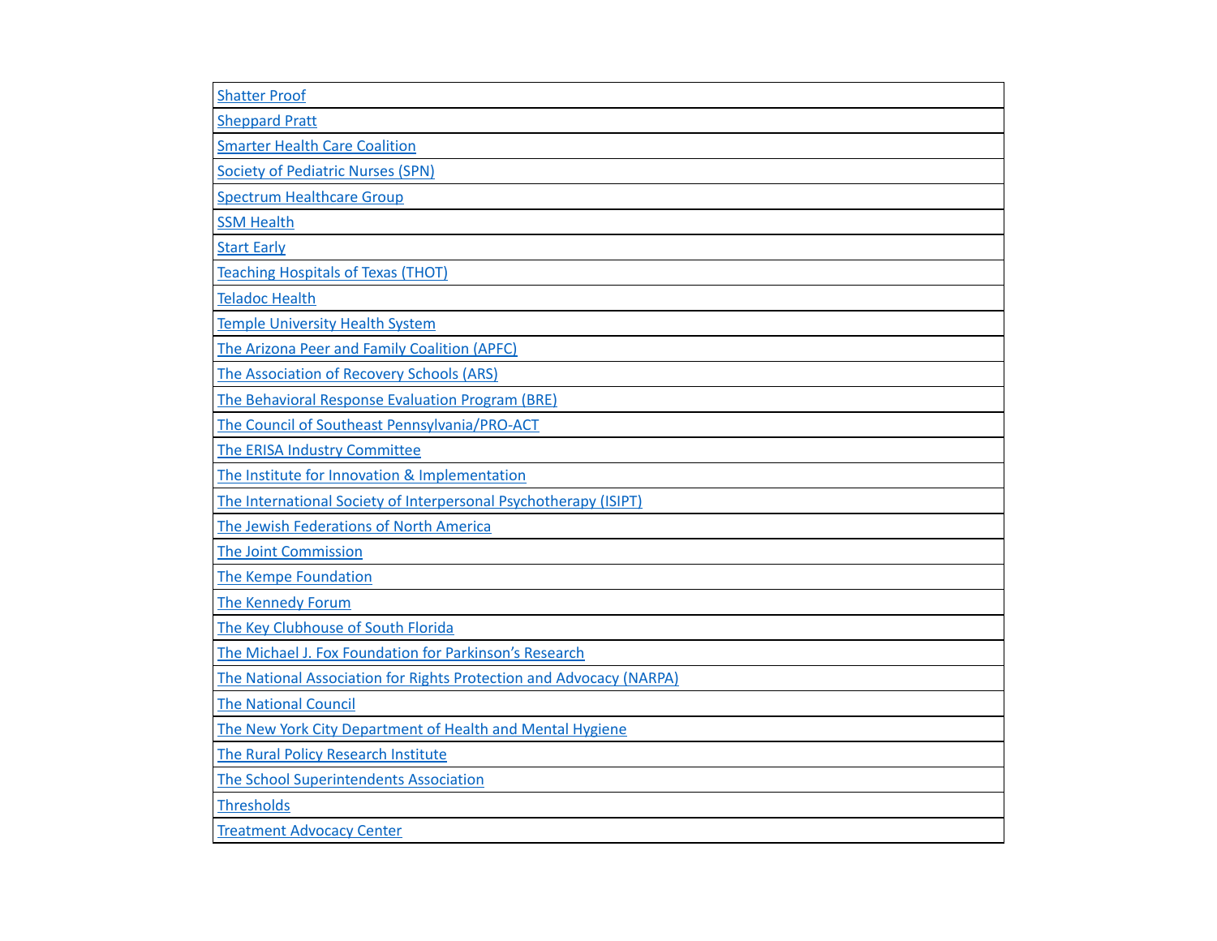| |
|---|
| Shatter Proof |
| Sheppard Pratt |
| Smarter Health Care Coalition |
| Society of Pediatric Nurses (SPN) |
| Spectrum Healthcare Group |
| SSM Health |
| Start Early |
| Teaching Hospitals of Texas (THOT) |
| Teladoc Health |
| Temple University Health System |
| The Arizona Peer and Family Coalition (APFC) |
| The Association of Recovery Schools (ARS) |
| The Behavioral Response Evaluation Program (BRE) |
| The Council of Southeast Pennsylvania/PRO-ACT |
| The ERISA Industry Committee |
| The Institute for Innovation & Implementation |
| The International Society of Interpersonal Psychotherapy (ISIPT) |
| The Jewish Federations of North America |
| The Joint Commission |
| The Kempe Foundation |
| The Kennedy Forum |
| The Key Clubhouse of South Florida |
| The Michael J. Fox Foundation for Parkinson's Research |
| The National Association for Rights Protection and Advocacy (NARPA) |
| The National Council |
| The New York City Department of Health and Mental Hygiene |
| The Rural Policy Research Institute |
| The School Superintendents Association |
| Thresholds |
| Treatment Advocacy Center |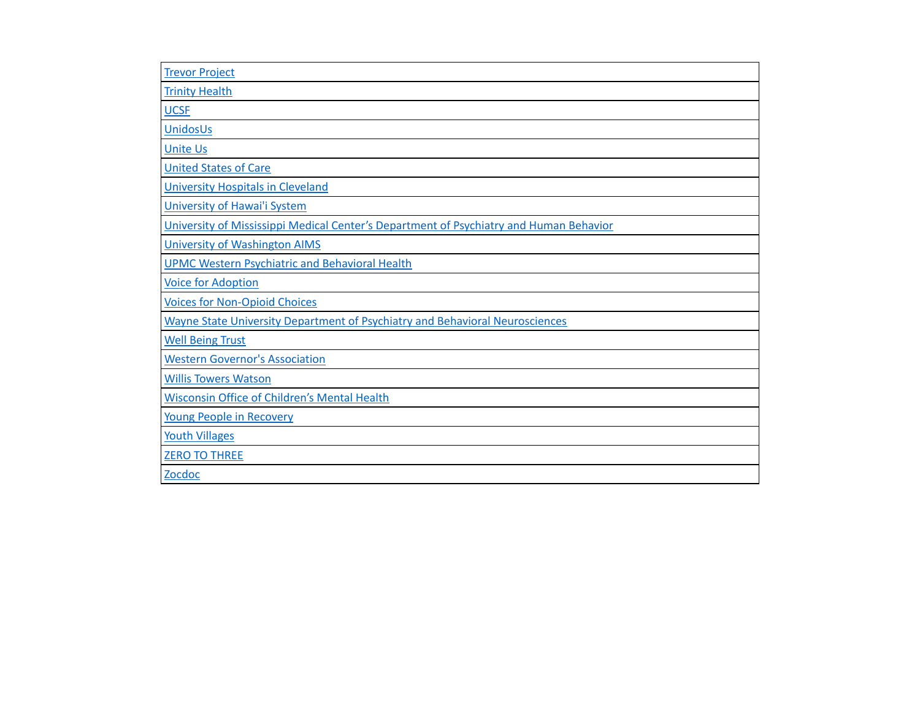| |
|---|
| Trevor Project |
| Trinity Health |
| UCSF |
| UnidosUs |
| Unite Us |
| United States of Care |
| University Hospitals in Cleveland |
| University of Hawai'i System |
| University of Mississippi Medical Center's Department of Psychiatry and Human Behavior |
| University of Washington AIMS |
| UPMC Western Psychiatric and Behavioral Health |
| Voice for Adoption |
| Voices for Non-Opioid Choices |
| Wayne State University Department of Psychiatry and Behavioral Neurosciences |
| Well Being Trust |
| Western Governor's Association |
| Willis Towers Watson |
| Wisconsin Office of Children's Mental Health |
| Young People in Recovery |
| Youth Villages |
| ZERO TO THREE |
| Zocdoc |